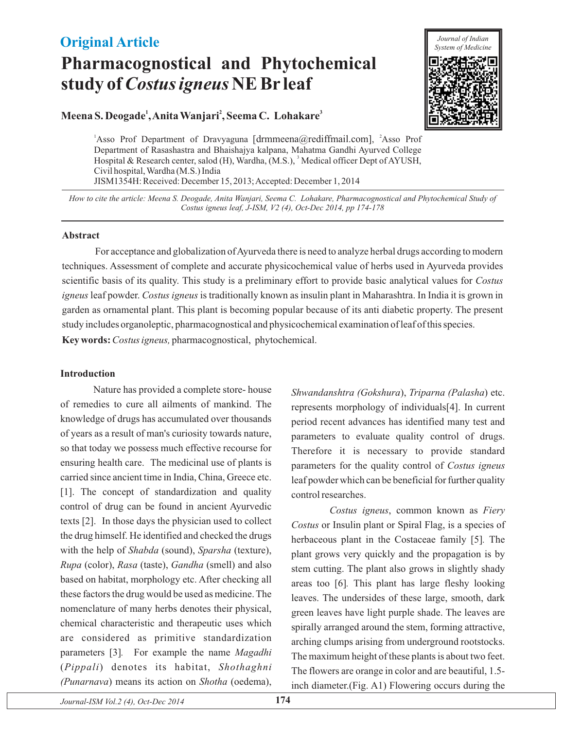**Original Article**

# Pharmacognostical and Phytochemical study of *Costus igneus* NE Br leaf

**Meena S. Deogade[1], Anita Wanjari[2], Seema C. Lohakare[3]**

[1]Asso Prof Department of Dravyaguna [drmmeena@rediffmail.com], [2]Asso Prof Department of Rasashastra and Bhaishajya kalpana, Mahatma Gandhi Ayurved College Hospital & Research center, salod (H), Wardha, (M.S.), [3] Medical officer Dept of AYUSH, Civil hospital, Wardha (M.S.) India

JISM1354H: Received: December 15, 2013; Accepted: December 1, 2014

*How to cite the article: Meena S. Deogade, Anita Wanjari, Seema C. Lohakare, Pharmacognostical and Phytochemical Study of Costus igneus leaf, J-ISM, V2 (4), Oct-Dec 2014, pp 174-178*

## Abstract

For acceptance and globalization of Ayurveda there is need to analyze herbal drugs according to modern techniques. Assessment of complete and accurate physicochemical value of herbs used in Ayurveda provides scientific basis of its quality. This study is a preliminary effort to provide basic analytical values for *Costus igneus* leaf powder. *Costus igneus* is traditionally known as insulin plant in Maharashtra. In India it is grown in garden as ornamental plant. This plant is becoming popular because of its anti diabetic property. The present study includes organoleptic, pharmacognostical and physicochemical examination of leaf of this species.

**Key words:** *Costus igneus,* pharmacognostical, phytochemical.

## Introduction

Nature has provided a complete store- house of remedies to cure all ailments of mankind. The knowledge of drugs has accumulated over thousands of years as a result of man's curiosity towards nature, so that today we possess much effective recourse for ensuring health care. The medicinal use of plants is carried since ancient time in India, China, Greece etc. [1]. The concept of standardization and quality control of drug can be found in ancient Ayurvedic texts [2]. In those days the physician used to collect the drug himself. He identified and checked the drugs with the help of *Shabda* (sound), *Sparsha* (texture), *Rupa* (color), *Rasa* (taste), *Gandha* (smell) and also based on habitat, morphology etc. After checking all these factors the drug would be used as medicine. The nomenclature of many herbs denotes their physical, chemical characteristic and therapeutic uses which are considered as primitive standardization parameters [3]. For example the name *Magadhi* (*Pippali*) denotes its habitat, *Shothaghni (Punarnava*) means its action on *Shotha* (oedema), *Shwandanshtra (Gokshura*), *Triparna (Palasha*) etc. represents morphology of individuals[4]. In current period recent advances has identified many test and parameters to evaluate quality control of drugs. Therefore it is necessary to provide standard parameters for the quality control of *Costus igneus* leaf powder which can be beneficial for further quality control researches.

*Costus igneus*, common known as *Fiery Costus* or Insulin plant or Spiral Flag, is a species of herbaceous plant in the Costaceae family [5]. The plant grows very quickly and the propagation is by stem cutting. The plant also grows in slightly shady areas too [6]. This plant has large fleshy looking leaves. The undersides of these large, smooth, dark green leaves have light purple shade. The leaves are spirally arranged around the stem, forming attractive, arching clumps arising from underground rootstocks. The maximum height of these plants is about two feet. The flowers are orange in color and are beautiful, 1.5-inch diameter.(Fig. A1) Flowering occurs during the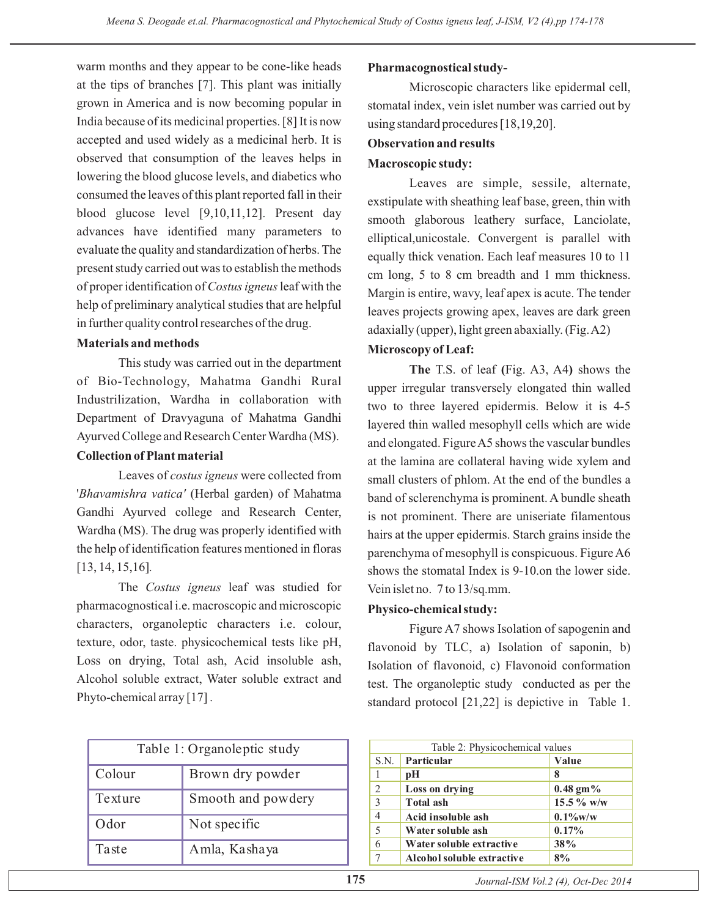warm months and they appear to be cone-like heads at the tips of branches [7]. This plant was initially grown in America and is now becoming popular in India because of its medicinal properties. [8] It is now accepted and used widely as a medicinal herb. It is observed that consumption of the leaves helps in lowering the blood glucose levels, and diabetics who consumed the leaves of this plant reported fall in their blood glucose level [9,10,11,12]. Present day advances have identified many parameters to evaluate the quality and standardization of herbs. The present study carried out was to establish the methods of proper identification of *Costus igneus* leaf with the help of preliminary analytical studies that are helpful in further quality control researches of the drug.

**Materials and methods**

This study was carried out in the department of Bio-Technology, Mahatma Gandhi Rural Industrilization, Wardha in collaboration with Department of Dravyaguna of Mahatma Gandhi Ayurved College and Research Center Wardha (MS).

**Collection of Plant material**

Leaves of *costus igneus* were collected from '*Bhavamishra vatica'* (Herbal garden) of Mahatma Gandhi Ayurved college and Research Center, Wardha (MS). The drug was properly identified with the help of identification features mentioned in floras [13, 14, 15,16].

The *Costus igneus* leaf was studied for pharmacognostical i.e. macroscopic and microscopic characters, organoleptic characters i.e. colour, texture, odor, taste. physicochemical tests like pH, Loss on drying, Total ash, Acid insoluble ash, Alcohol soluble extract, Water soluble extract and Phyto-chemical array [17] .

**Pharmacognostical study-**

Microscopic characters like epidermal cell, stomatal index, vein islet number was carried out by using standard procedures [18,19,20].

**Observation and results**

**Macroscopic study:**

Leaves are simple, sessile, alternate, exstipulate with sheathing leaf base, green, thin with smooth glaborous leathery surface, Lanciolate, elliptical,unicostale. Convergent is parallel with equally thick venation. Each leaf measures 10 to 11 cm long, 5 to 8 cm breadth and 1 mm thickness. Margin is entire, wavy, leaf apex is acute. The tender leaves projects growing apex, leaves are dark green adaxially (upper), light green abaxially. (Fig. A2)

**Microscopy of Leaf:**

**The** T.S. of leaf **(**Fig. A3, A4**)** shows the upper irregular transversely elongated thin walled two to three layered epidermis. Below it is 4-5 layered thin walled mesophyll cells which are wide and elongated. Figure A5 shows the vascular bundles at the lamina are collateral having wide xylem and small clusters of phlom. At the end of the bundles a band of sclerenchyma is prominent. A bundle sheath is not prominent. There are uniseriate filamentous hairs at the upper epidermis. Starch grains inside the parenchyma of mesophyll is conspicuous. Figure A6 shows the stomatal Index is 9-10.on the lower side. Vein islet no. 7 to 13/sq.mm.

**Physico-chemical study:**

Figure A7 shows Isolation of sapogenin and flavonoid by TLC, a) Isolation of saponin, b) Isolation of flavonoid, c) Flavonoid conformation test. The organoleptic study conducted as per the standard protocol [21,22] is depictive in Table 1.

| Table 1: Organoleptic study | |
|---|---|
| Colour | Brown dry powder |
| Texture | Smooth and powdery |
| Odor | Not specific |
| Taste | Amla, Kashaya |

Table 2: Physicochemical values

| S.N. | Particular | Value |
|---|---|---|
| 1 | **pH** | **8** |
| 2 | **Loss on drying** | **0.48 gm%** |
| 3 | **Total ash** | **15.5 % w/w** |
| 4 | **Acid insoluble ash** | **0.1%w/w** |
| 5 | **Water soluble ash** | **0.17%** |
| 6 | **Water soluble extractive** | **38%** |
| 7 | **Alcohol soluble extractive** | **8%** |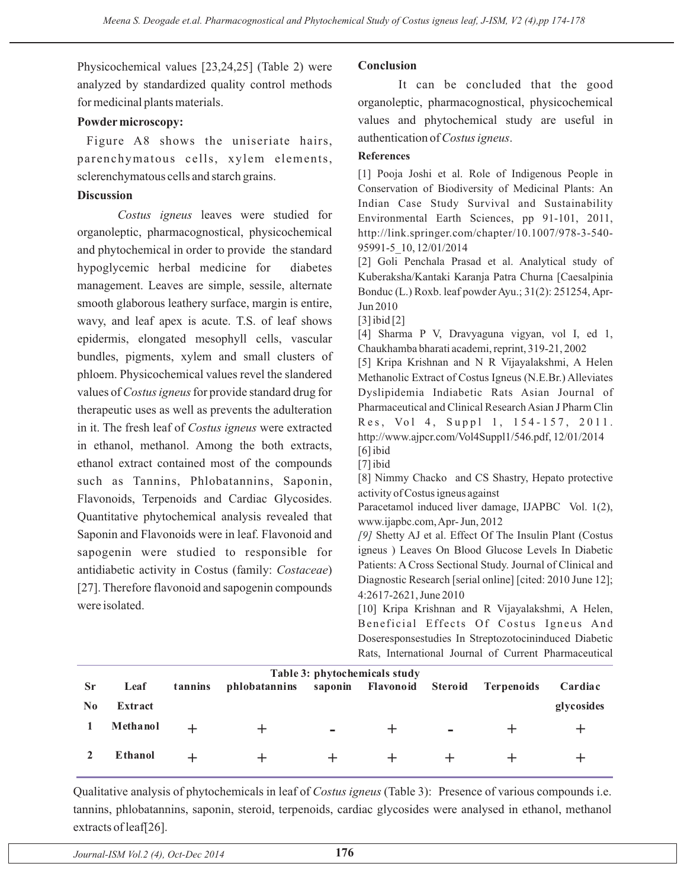Physicochemical values [23,24,25] (Table 2) were analyzed by standardized quality control methods for medicinal plants materials.

**Powder microscopy:**

Figure A8 shows the uniseriate hairs, parenchymatous cells, xylem elements, sclerenchymatous cells and starch grains.

**Discussion**

*Costus igneus* leaves were studied for organoleptic, pharmacognostical, physicochemical and phytochemical in order to provide the standard hypoglycemic herbal medicine for diabetes management. Leaves are simple, sessile, alternate smooth glaborous leathery surface, margin is entire, wavy, and leaf apex is acute. T.S. of leaf shows epidermis, elongated mesophyll cells, vascular bundles, pigments, xylem and small clusters of phloem. Physicochemical values revel the slandered values of *Costus igneus* for provide standard drug for therapeutic uses as well as prevents the adulteration in it. The fresh leaf of *Costus igneus* were extracted in ethanol, methanol. Among the both extracts, ethanol extract contained most of the compounds such as Tannins, Phlobatannins, Saponin, Flavonoids, Terpenoids and Cardiac Glycosides. Quantitative phytochemical analysis revealed that Saponin and Flavonoids were in leaf. Flavonoid and sapogenin were studied to responsible for antidiabetic activity in Costus (family: *Costaceae*) [27]. Therefore flavonoid and sapogenin compounds were isolated.

**Conclusion**

It can be concluded that the good organoleptic, pharmacognostical, physicochemical values and phytochemical study are useful in authentication of *Costus igneus*.

**References**

[1] Pooja Joshi et al. Role of Indigenous People in Conservation of Biodiversity of Medicinal Plants: An Indian Case Study Survival and Sustainability Environmental Earth Sciences, pp 91-101, 2011, http://link.springer.com/chapter/10.1007/978-3-540-95991-5_10, 12/01/2014

[2] Goli Penchala Prasad et al. Analytical study of Kuberaksha/Kantaki Karanja Patra Churna [Caesalpinia Bonduc (L.) Roxb. leaf powder Ayu.; 31(2): 251254, Apr-Jun 2010

[3] ibid [2]

[4] Sharma P V, Dravyaguna vigyan, vol I, ed 1, Chaukhamba bharati academi, reprint, 319-21, 2002

[5] Kripa Krishnan and N R Vijayalakshmi, A Helen Methanolic Extract of Costus Igneus (N.E.Br.) Alleviates Dyslipidemia Indiabetic Rats Asian Journal of Pharmaceutical and Clinical Research Asian J Pharm Clin Res, Vol 4, Suppl 1, 154-157, 2011. http://www.ajpcr.com/Vol4Suppl1/546.pdf, 12/01/2014

[6] ibid

[7] ibid

[8] Nimmy Chacko and CS Shastry, Hepato protective activity of Costus igneus against Paracetamol induced liver damage, IJAPBC Vol. 1(2), www.ijapbc.com, Apr- Jun, 2012

*[9]* Shetty AJ et al. Effect Of The Insulin Plant (Costus igneus ) Leaves On Blood Glucose Levels In Diabetic Patients: A Cross Sectional Study. Journal of Clinical and Diagnostic Research [serial online] [cited: 2010 June 12]; 4:2617-2621, June 2010

[10] Kripa Krishnan and R Vijayalakshmi, A Helen, Beneficial Effects Of Costus Igneus And Doseresponsestudies In Streptozotocininduced Diabetic Rats, International Journal of Current Pharmaceutical

**Table 3: phytochemicals study**

| Sr No | Leaf Extract | tannins | phlobatannins | saponin | Flavonoid | Steroid | Terpenoids | Cardiac glycosides |
|---|---|---|---|---|---|---|---|---|
| 1 | Methanol | + | + | - | + | - | + | + |
| 2 | Ethanol | + | + | + | + | + | + | + |

Qualitative analysis of phytochemicals in leaf of *Costus igneus* (Table 3): Presence of various compounds i.e. tannins, phlobatannins, saponin, steroid, terpenoids, cardiac glycosides were analysed in ethanol, methanol extracts of leaf[26].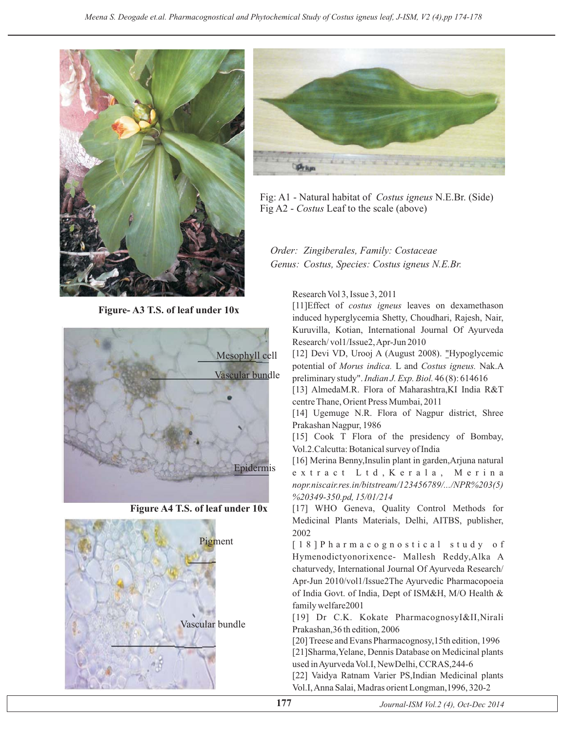Fig: A1 - Natural habitat of *Costus igneus* N.E.Br. (Side)
Fig A2 - *Costus* Leaf to the scale (above)

*Order: Zingiberales, Family: Costaceae*
*Genus: Costus, Species: Costus igneus N.E.Br.*

**Figure- A3 T.S. of leaf under 10x**

Mesophyll cell
Vascular bundle
Epidermis

**Figure A4 T.S. of leaf under 10x**

Pigment
Vascular bundle

Research Vol 3, Issue 3, 2011

[11]Effect of *costus igneus* leaves on dexamethason induced hyperglycemia Shetty, Choudhari, Rajesh, Nair, Kuruvilla, Kotian, International Journal Of Ayurveda Research/ vol1/Issue2, Apr-Jun 2010

[12] Devi VD, Urooj A (August 2008). "Hypoglycemic potential of *Morus indica.* L and *Costus igneus.* Nak.A preliminary study". *Indian J. Exp. Biol.* 46 (8): 614616

[13] AlmedaM.R. Flora of Maharashtra,KI India R&T centre Thane, Orient Press Mumbai, 2011

[14] Ugemuge N.R. Flora of Nagpur district, Shree Prakashan Nagpur, 1986

[15] Cook T Flora of the presidency of Bombay, Vol.2.Calcutta: Botanical survey of India

[16] Merina Benny,Insulin plant in garden,Arjuna natural extract Ltd, Kerala, Merina *nopr.niscair.res.in/bitstream/123456789/.../NPR%203(5)%20349-350.pd, 15/01/214*

[17] WHO Geneva, Quality Control Methods for Medicinal Plants Materials, Delhi, AITBS, publisher, 2002

[18]Pharmacognostical study of Hymenodictyonorixence- Mallesh Reddy,Alka A chaturvedy, International Journal Of Ayurveda Research/ Apr-Jun 2010/vol1/Issue2The Ayurvedic Pharmacopoeia of India Govt. of India, Dept of ISM&H, M/O Health & family welfare2001

[19] Dr C.K. Kokate PharmacognosyI&II,Nirali Prakashan,36 th edition, 2006

[20] Treese and Evans Pharmacognosy,15th edition, 1996

[21]Sharma,Yelane, Dennis Database on Medicinal plants used in Ayurveda Vol.I, NewDelhi, CCRAS,244-6

[22] Vaidya Ratnam Varier PS,Indian Medicinal plants Vol.I, Anna Salai, Madras orient Longman,1996, 320-2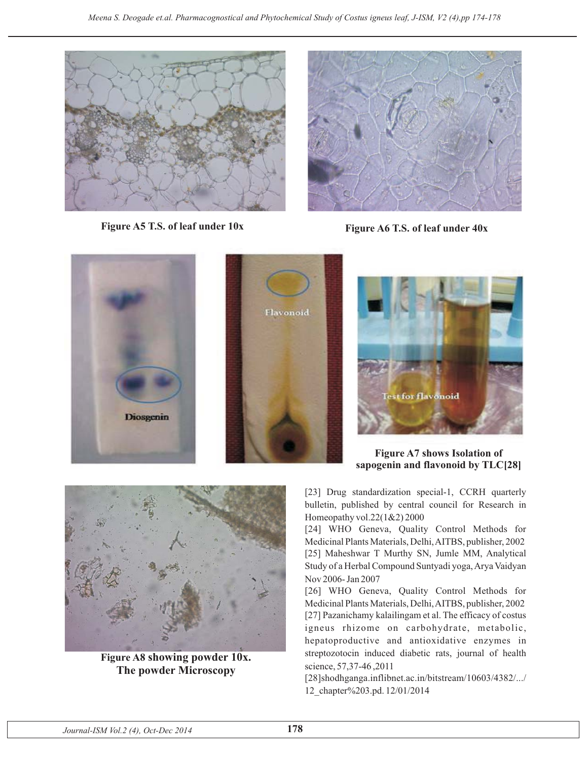Figure A5 T.S. of leaf under 10x

Figure A6 T.S. of leaf under 40x

Diosgenin

Flavonoid

Test for flavonoid

Figure A7 shows Isolation of sapogenin and flavonoid by TLC[28]

Figure A8 showing powder 10x. The powder Microscopy

[23] Drug standardization special-1, CCRH quarterly bulletin, published by central council for Research in Homeopathy vol.22(1&2) 2000

[24] WHO Geneva, Quality Control Methods for Medicinal Plants Materials, Delhi, AITBS, publisher, 2002

[25] Maheshwar T Murthy SN, Jumle MM, Analytical Study of a Herbal Compound Suntyadi yoga, Arya Vaidyan Nov 2006- Jan 2007

[26] WHO Geneva, Quality Control Methods for Medicinal Plants Materials, Delhi, AITBS, publisher, 2002

[27] Pazanichamy kalailingam et al. The efficacy of costus igneus rhizome on carbohydrate, metabolic, hepatoproductive and antioxidative enzymes in streptozotocin induced diabetic rats, journal of health science, 57,37-46 ,2011

[28]shodhganga.inflibnet.ac.in/bitstream/10603/4382/.../12_chapter%203.pd. 12/01/2014